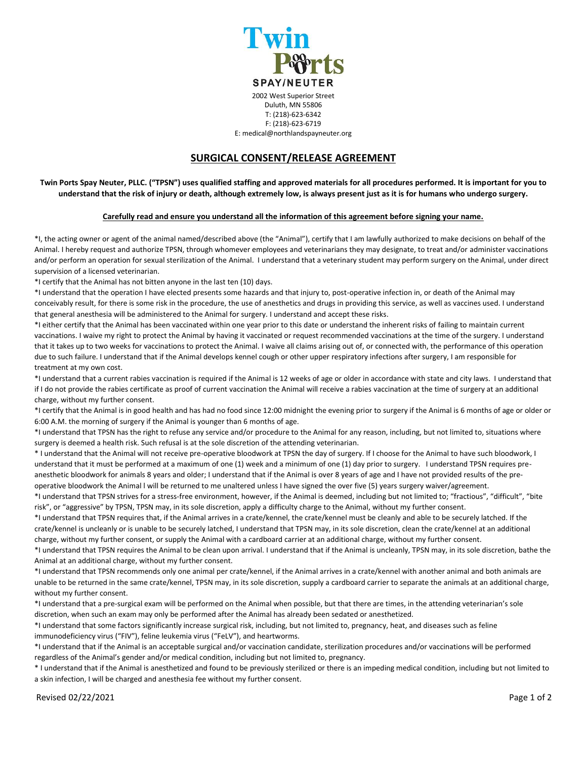**Twin Ports**

**SPAY/NEUTER**

2002 West Superior Street
Duluth, MN 55806
T: (218)-623-6342
F: (218)-623-6719
E: medical@northlandspayneuter.org

# SURGICAL CONSENT/RELEASE AGREEMENT

**Twin Ports Spay Neuter, PLLC. ("TPSN") uses qualified staffing and approved materials for all procedures performed. It is important for you to understand that the risk of injury or death, although extremely low, is always present just as it is for humans who undergo surgery.**

**Carefully read and ensure you understand all the information of this agreement before signing your name.**

*I, the acting owner or agent of the animal named/described above (the "Animal"), certify that I am lawfully authorized to make decisions on behalf of the Animal. I hereby request and authorize TPSN, through whomever employees and veterinarians they may designate, to treat and/or administer vaccinations and/or perform an operation for sexual sterilization of the Animal. I understand that a veterinary student may perform surgery on the Animal, under direct supervision of a licensed veterinarian.

*I certify that the Animal has not bitten anyone in the last ten (10) days.

*I understand that the operation I have elected presents some hazards and that injury to, post-operative infection in, or death of the Animal may conceivably result, for there is some risk in the procedure, the use of anesthetics and drugs in providing this service, as well as vaccines used. I understand that general anesthesia will be administered to the Animal for surgery. I understand and accept these risks.

*I either certify that the Animal has been vaccinated within one year prior to this date or understand the inherent risks of failing to maintain current vaccinations. I waive my right to protect the Animal by having it vaccinated or request recommended vaccinations at the time of the surgery. I understand that it takes up to two weeks for vaccinations to protect the Animal. I waive all claims arising out of, or connected with, the performance of this operation due to such failure. I understand that if the Animal develops kennel cough or other upper respiratory infections after surgery, I am responsible for treatment at my own cost.

*I understand that a current rabies vaccination is required if the Animal is 12 weeks of age or older in accordance with state and city laws. I understand that if I do not provide the rabies certificate as proof of current vaccination the Animal will receive a rabies vaccination at the time of surgery at an additional charge, without my further consent.

*I certify that the Animal is in good health and has had no food since 12:00 midnight the evening prior to surgery if the Animal is 6 months of age or older or 6:00 A.M. the morning of surgery if the Animal is younger than 6 months of age.

*I understand that TPSN has the right to refuse any service and/or procedure to the Animal for any reason, including, but not limited to, situations where surgery is deemed a health risk. Such refusal is at the sole discretion of the attending veterinarian.

* I understand that the Animal will not receive pre-operative bloodwork at TPSN the day of surgery. If I choose for the Animal to have such bloodwork, I understand that it must be performed at a maximum of one (1) week and a minimum of one (1) day prior to surgery. I understand TPSN requires pre-anesthetic bloodwork for animals 8 years and older; I understand that if the Animal is over 8 years of age and I have not provided results of the pre-operative bloodwork the Animal l will be returned to me unaltered unless I have signed the over five (5) years surgery waiver/agreement.

*I understand that TPSN strives for a stress-free environment, however, if the Animal is deemed, including but not limited to; "fractious", "difficult", "bite risk", or "aggressive" by TPSN, TPSN may, in its sole discretion, apply a difficulty charge to the Animal, without my further consent.

*I understand that TPSN requires that, if the Animal arrives in a crate/kennel, the crate/kennel must be cleanly and able to be securely latched. If the crate/kennel is uncleanly or is unable to be securely latched, I understand that TPSN may, in its sole discretion, clean the crate/kennel at an additional charge, without my further consent, or supply the Animal with a cardboard carrier at an additional charge, without my further consent.

*I understand that TPSN requires the Animal to be clean upon arrival. I understand that if the Animal is uncleanly, TPSN may, in its sole discretion, bathe the Animal at an additional charge, without my further consent.

*I understand that TPSN recommends only one animal per crate/kennel, if the Animal arrives in a crate/kennel with another animal and both animals are unable to be returned in the same crate/kennel, TPSN may, in its sole discretion, supply a cardboard carrier to separate the animals at an additional charge, without my further consent.

*I understand that a pre-surgical exam will be performed on the Animal when possible, but that there are times, in the attending veterinarian's sole discretion, when such an exam may only be performed after the Animal has already been sedated or anesthetized.

*I understand that some factors significantly increase surgical risk, including, but not limited to, pregnancy, heat, and diseases such as feline immunodeficiency virus ("FIV"), feline leukemia virus ("FeLV"), and heartworms.

*I understand that if the Animal is an acceptable surgical and/or vaccination candidate, sterilization procedures and/or vaccinations will be performed regardless of the Animal's gender and/or medical condition, including but not limited to, pregnancy.

* I understand that if the Animal is anesthetized and found to be previously sterilized or there is an impeding medical condition, including but not limited to a skin infection, I will be charged and anesthesia fee without my further consent.

Revised 02/22/2021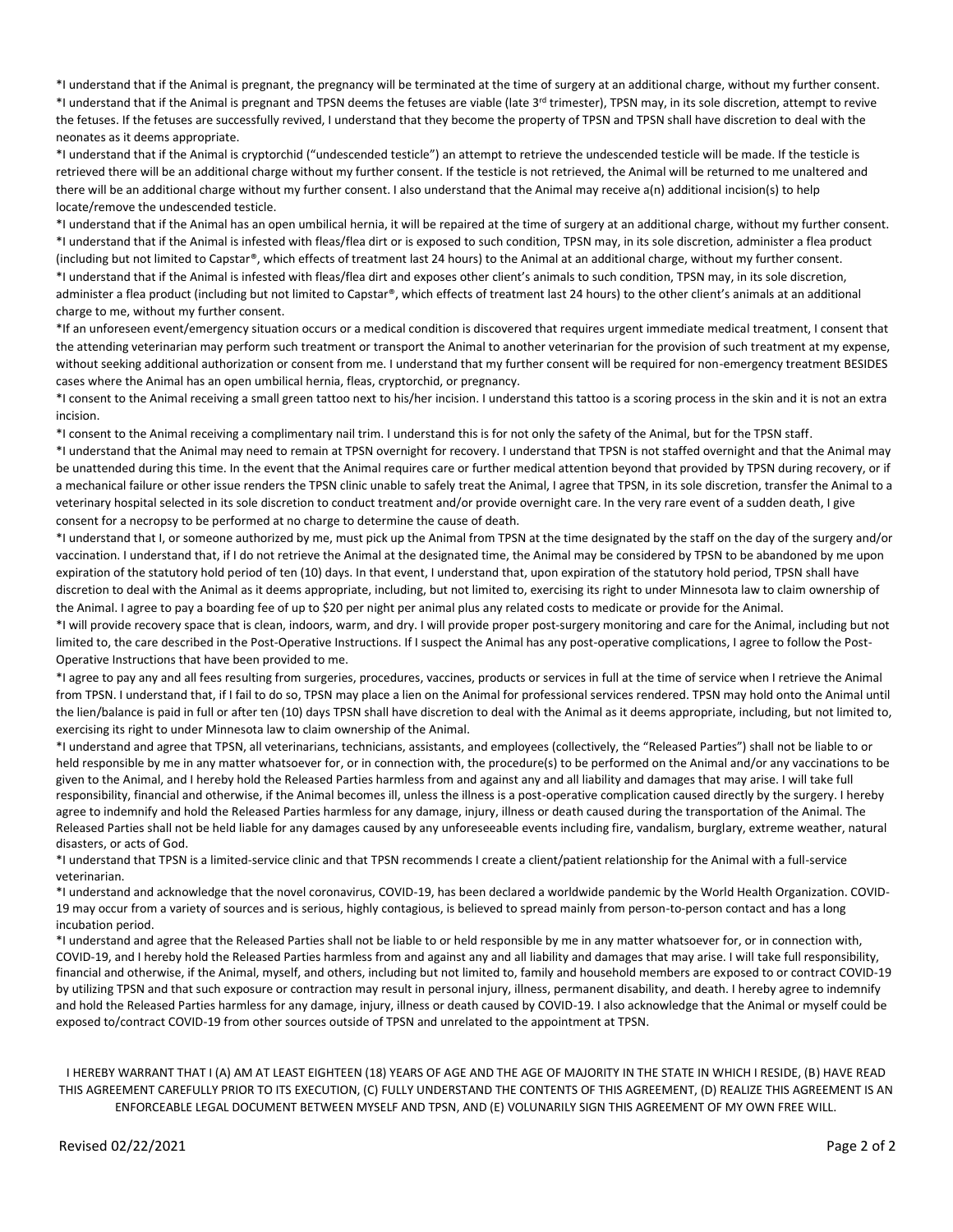*I understand that if the Animal is pregnant, the pregnancy will be terminated at the time of surgery at an additional charge, without my further consent.

*I understand that if the Animal is pregnant and TPSN deems the fetuses are viable (late 3rd trimester), TPSN may, in its sole discretion, attempt to revive the fetuses. If the fetuses are successfully revived, I understand that they become the property of TPSN and TPSN shall have discretion to deal with the neonates as it deems appropriate.

*I understand that if the Animal is cryptorchid ("undescended testicle") an attempt to retrieve the undescended testicle will be made. If the testicle is retrieved there will be an additional charge without my further consent. If the testicle is not retrieved, the Animal will be returned to me unaltered and there will be an additional charge without my further consent. I also understand that the Animal may receive a(n) additional incision(s) to help locate/remove the undescended testicle.

*I understand that if the Animal has an open umbilical hernia, it will be repaired at the time of surgery at an additional charge, without my further consent.

*I understand that if the Animal is infested with fleas/flea dirt or is exposed to such condition, TPSN may, in its sole discretion, administer a flea product (including but not limited to Capstar®, which effects of treatment last 24 hours) to the Animal at an additional charge, without my further consent.

*I understand that if the Animal is infested with fleas/flea dirt and exposes other client's animals to such condition, TPSN may, in its sole discretion, administer a flea product (including but not limited to Capstar®, which effects of treatment last 24 hours) to the other client's animals at an additional charge to me, without my further consent.

*If an unforeseen event/emergency situation occurs or a medical condition is discovered that requires urgent immediate medical treatment, I consent that the attending veterinarian may perform such treatment or transport the Animal to another veterinarian for the provision of such treatment at my expense, without seeking additional authorization or consent from me. I understand that my further consent will be required for non-emergency treatment BESIDES cases where the Animal has an open umbilical hernia, fleas, cryptorchid, or pregnancy.

*I consent to the Animal receiving a small green tattoo next to his/her incision. I understand this tattoo is a scoring process in the skin and it is not an extra incision.

*I consent to the Animal receiving a complimentary nail trim. I understand this is for not only the safety of the Animal, but for the TPSN staff.

*I understand that the Animal may need to remain at TPSN overnight for recovery. I understand that TPSN is not staffed overnight and that the Animal may be unattended during this time. In the event that the Animal requires care or further medical attention beyond that provided by TPSN during recovery, or if a mechanical failure or other issue renders the TPSN clinic unable to safely treat the Animal, I agree that TPSN, in its sole discretion, transfer the Animal to a veterinary hospital selected in its sole discretion to conduct treatment and/or provide overnight care. In the very rare event of a sudden death, I give consent for a necropsy to be performed at no charge to determine the cause of death.

*I understand that I, or someone authorized by me, must pick up the Animal from TPSN at the time designated by the staff on the day of the surgery and/or vaccination. I understand that, if I do not retrieve the Animal at the designated time, the Animal may be considered by TPSN to be abandoned by me upon expiration of the statutory hold period of ten (10) days. In that event, I understand that, upon expiration of the statutory hold period, TPSN shall have discretion to deal with the Animal as it deems appropriate, including, but not limited to, exercising its right to under Minnesota law to claim ownership of the Animal. I agree to pay a boarding fee of up to $20 per night per animal plus any related costs to medicate or provide for the Animal.

*I will provide recovery space that is clean, indoors, warm, and dry. I will provide proper post-surgery monitoring and care for the Animal, including but not limited to, the care described in the Post-Operative Instructions. If I suspect the Animal has any post-operative complications, I agree to follow the Post-Operative Instructions that have been provided to me.

*I agree to pay any and all fees resulting from surgeries, procedures, vaccines, products or services in full at the time of service when I retrieve the Animal from TPSN. I understand that, if I fail to do so, TPSN may place a lien on the Animal for professional services rendered. TPSN may hold onto the Animal until the lien/balance is paid in full or after ten (10) days TPSN shall have discretion to deal with the Animal as it deems appropriate, including, but not limited to, exercising its right to under Minnesota law to claim ownership of the Animal.

*I understand and agree that TPSN, all veterinarians, technicians, assistants, and employees (collectively, the "Released Parties") shall not be liable to or held responsible by me in any matter whatsoever for, or in connection with, the procedure(s) to be performed on the Animal and/or any vaccinations to be given to the Animal, and I hereby hold the Released Parties harmless from and against any and all liability and damages that may arise. I will take full responsibility, financial and otherwise, if the Animal becomes ill, unless the illness is a post-operative complication caused directly by the surgery. I hereby agree to indemnify and hold the Released Parties harmless for any damage, injury, illness or death caused during the transportation of the Animal. The Released Parties shall not be held liable for any damages caused by any unforeseeable events including fire, vandalism, burglary, extreme weather, natural disasters, or acts of God.

*I understand that TPSN is a limited-service clinic and that TPSN recommends I create a client/patient relationship for the Animal with a full-service veterinarian.

*I understand and acknowledge that the novel coronavirus, COVID-19, has been declared a worldwide pandemic by the World Health Organization. COVID-19 may occur from a variety of sources and is serious, highly contagious, is believed to spread mainly from person-to-person contact and has a long incubation period.

*I understand and agree that the Released Parties shall not be liable to or held responsible by me in any matter whatsoever for, or in connection with, COVID-19, and I hereby hold the Released Parties harmless from and against any and all liability and damages that may arise. I will take full responsibility, financial and otherwise, if the Animal, myself, and others, including but not limited to, family and household members are exposed to or contract COVID-19 by utilizing TPSN and that such exposure or contraction may result in personal injury, illness, permanent disability, and death. I hereby agree to indemnify and hold the Released Parties harmless for any damage, injury, illness or death caused by COVID-19. I also acknowledge that the Animal or myself could be exposed to/contract COVID-19 from other sources outside of TPSN and unrelated to the appointment at TPSN.

I HEREBY WARRANT THAT I (A) AM AT LEAST EIGHTEEN (18) YEARS OF AGE AND THE AGE OF MAJORITY IN THE STATE IN WHICH I RESIDE, (B) HAVE READ THIS AGREEMENT CAREFULLY PRIOR TO ITS EXECUTION, (C) FULLY UNDERSTAND THE CONTENTS OF THIS AGREEMENT, (D) REALIZE THIS AGREEMENT IS AN ENFORCEABLE LEGAL DOCUMENT BETWEEN MYSELF AND TPSN, AND (E) VOLUNARILY SIGN THIS AGREEMENT OF MY OWN FREE WILL.

Revised 02/22/2021